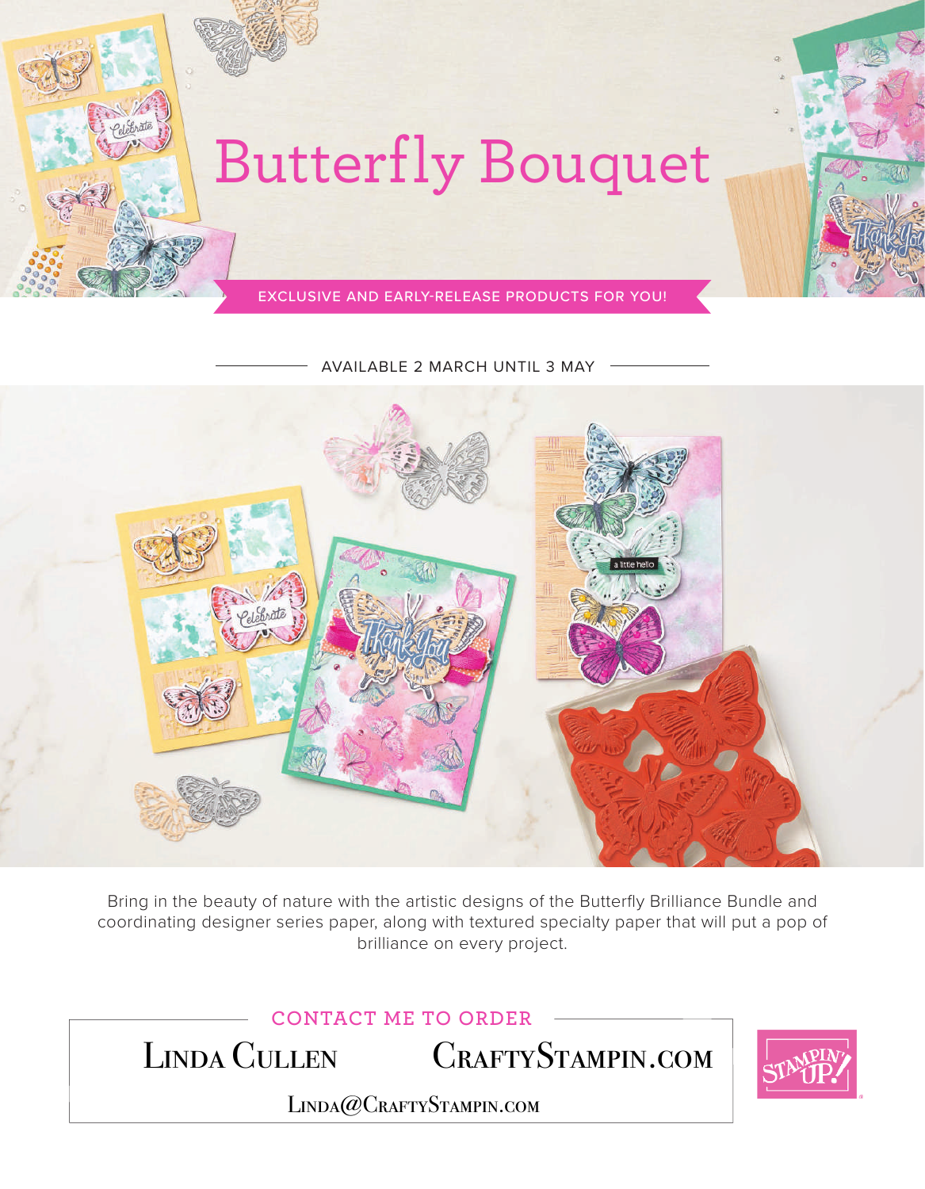# Butterfly Bouquet

EXCLUSIVE AND EARLY-RELEASE PRODUCTS FOR YOU!

AVAILABLE 2 MARCH UNTIL 3 MAY

Bring in the beauty of nature with the artistic designs of the Butterfly Brilliance Bundle and coordinating designer series paper, along with textured specialty paper that will put a pop of brilliance on every project.

## CONTACT ME TO ORDER

LINDA CULLEN

CRAFTYSTAMPIN.COM

LINDA@CRAFTYSTAMPIN.COM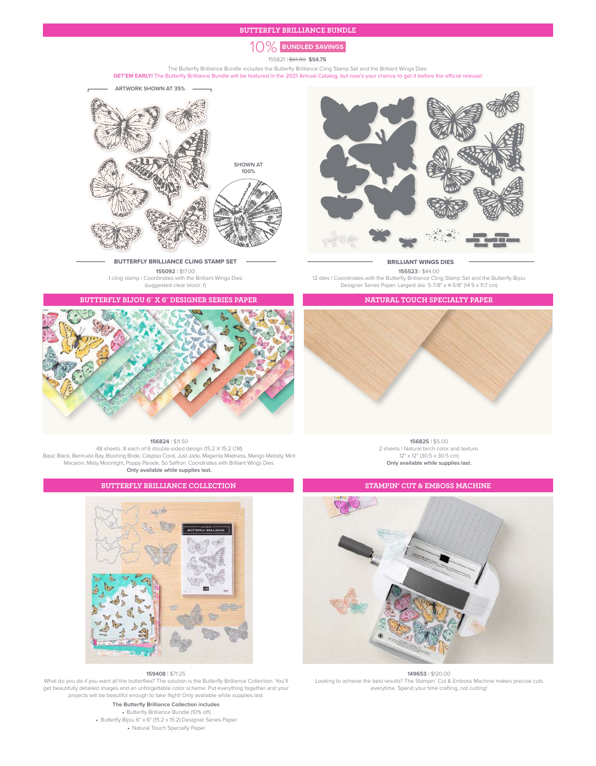## BUTTERFLY BRILLIANCE BUNDLE

10% **BUNDLED SAVINGS**

155821 | ~~$61.00~~ **$54.75**

The Butterfly Brilliance Bundle includes the Butterfly Brilliance Cling Stamp Set and the Brilliant Wings Dies.

**GET'EM EARLY!** The Butterfly Brilliance Bundle will be featured in the 2021 Annual Catalog, but now's your chance to get it before the official release!

ARTWORK SHOWN AT 35%

SHOWN AT 100%

### BUTTERFLY BRILLIANCE CLING STAMP SET

**155092** | $17.00
1 cling stamp | Coordinates with the Brilliant Wings Dies (suggested clear block: f)

### BRILLIANT WINGS DIES

**155523** | $44.00
12 dies | Coordinates with the Butterfly Brilliance Cling Stamp Set and the Butterfly Bijou Designer Series Paper. Largest die: 5-7/8" x 4-5/8" (14.9 x 11.7 cm)

## BUTTERFLY BIJOU 6" X 6" DESIGNER SERIES PAPER

**156824** | $11.50
48 sheets: 8 each of 6 double-sided design (15.2 X 15.2 CM)
Basic Black, Bermuda Bay, Blushing Bride, Calypso Coral, Just Jade, Magenta Madness, Mango Melody, Mint Macaron, Misty Moonlight, Poppy Parade, So Saffron. Coordinates with Brilliant Wings Dies.
**Only available while supplies last.**

## NATURAL TOUCH SPECIALTY PAPER

**156825** | $5.00
2 sheets | Natural birch color and texture.
12" x 12" (30.5 x 30.5 cm)
**Only available while supplies last.**

## BUTTERFLY BRILLIANCE COLLECTION

**159408** | $71.25
What do you do if you want all the butterflies? The solution is the Butterfly Brilliance Collection. You'll get beautifully detailed images and an unforgettable color scheme. Put everything together and your projects will be beautiful enough to take flight! Only available while supplies last.

**The Butterfly Brilliance Collection includes**

- Butterfly Brilliance Bundle (10% off)
- Butterfly Bijou 6" x 6" (15.2 x 15.2) Designer Series Paper
- Natural Touch Specialty Paper

## STAMPIN' CUT & EMBOSS MACHINE

**149653** | $120.00
Looking to achieve the best results? The Stampin' Cut & Emboss Machine makes precise cuts everytime. Spend your time crafting, not cutting!